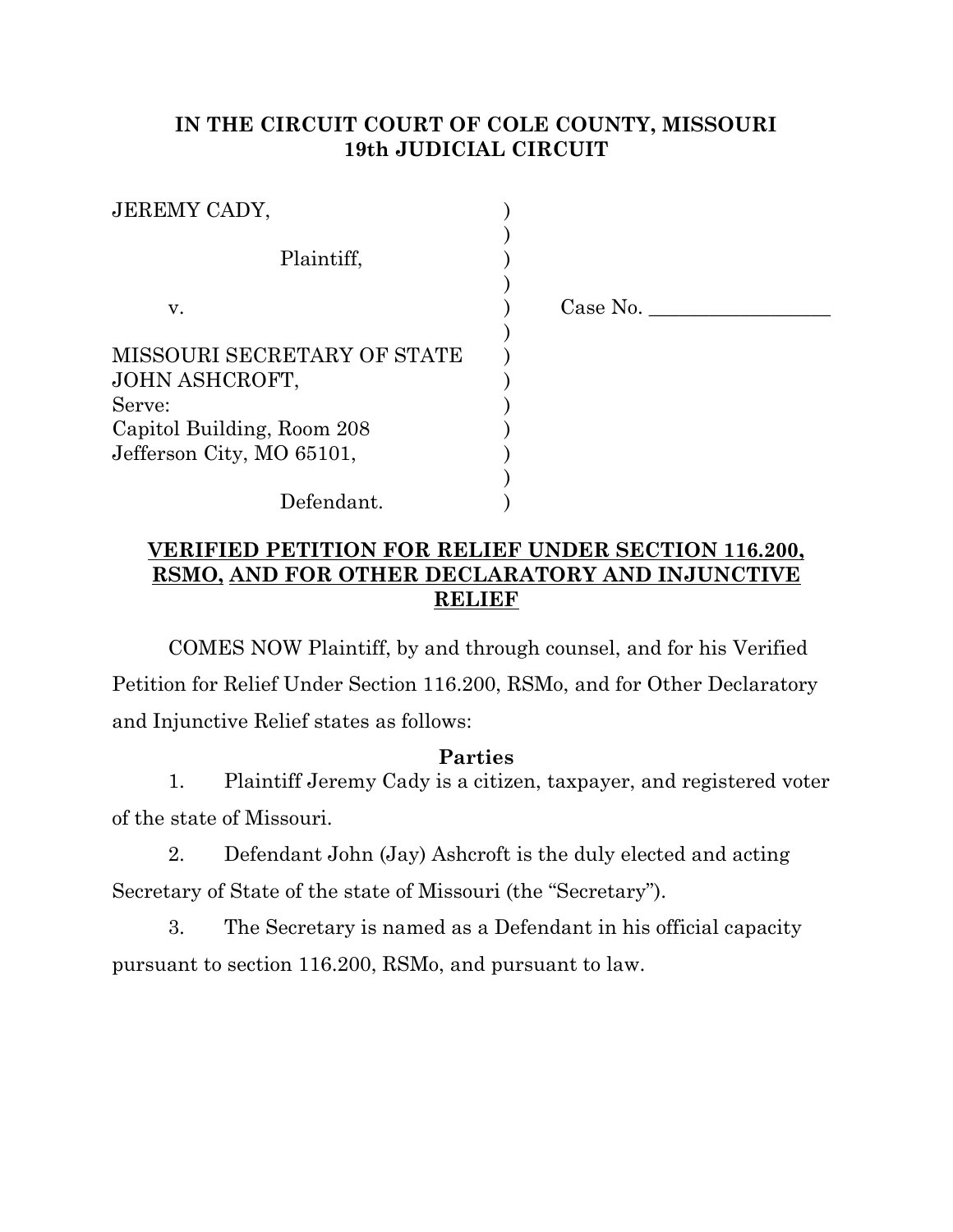**IN THE CIRCUIT COURT OF COLE COUNTY, MISSOURI**
**19th JUDICIAL CIRCUIT**

| | | |
|---|---|---|
| JEREMY CADY, | ) | |
| | ) | |
| Plaintiff, | ) | |
| | ) | |
| v. | ) | Case No. __________________ |
| | ) | |
| MISSOURI SECRETARY OF STATE | ) | |
| JOHN ASHCROFT, | ) | |
| Serve: | ) | |
| Capitol Building, Room 208 | ) | |
| Jefferson City, MO 65101, | ) | |
| | ) | |
| Defendant. | ) | |

**VERIFIED PETITION FOR RELIEF UNDER SECTION 116.200, RSMO, AND FOR OTHER DECLARATORY AND INJUNCTIVE RELIEF**

COMES NOW Plaintiff, by and through counsel, and for his Verified Petition for Relief Under Section 116.200, RSMo, and for Other Declaratory and Injunctive Relief states as follows:

### Parties

1. Plaintiff Jeremy Cady is a citizen, taxpayer, and registered voter of the state of Missouri.

2. Defendant John (Jay) Ashcroft is the duly elected and acting Secretary of State of the state of Missouri (the "Secretary").

3. The Secretary is named as a Defendant in his official capacity pursuant to section 116.200, RSMo, and pursuant to law.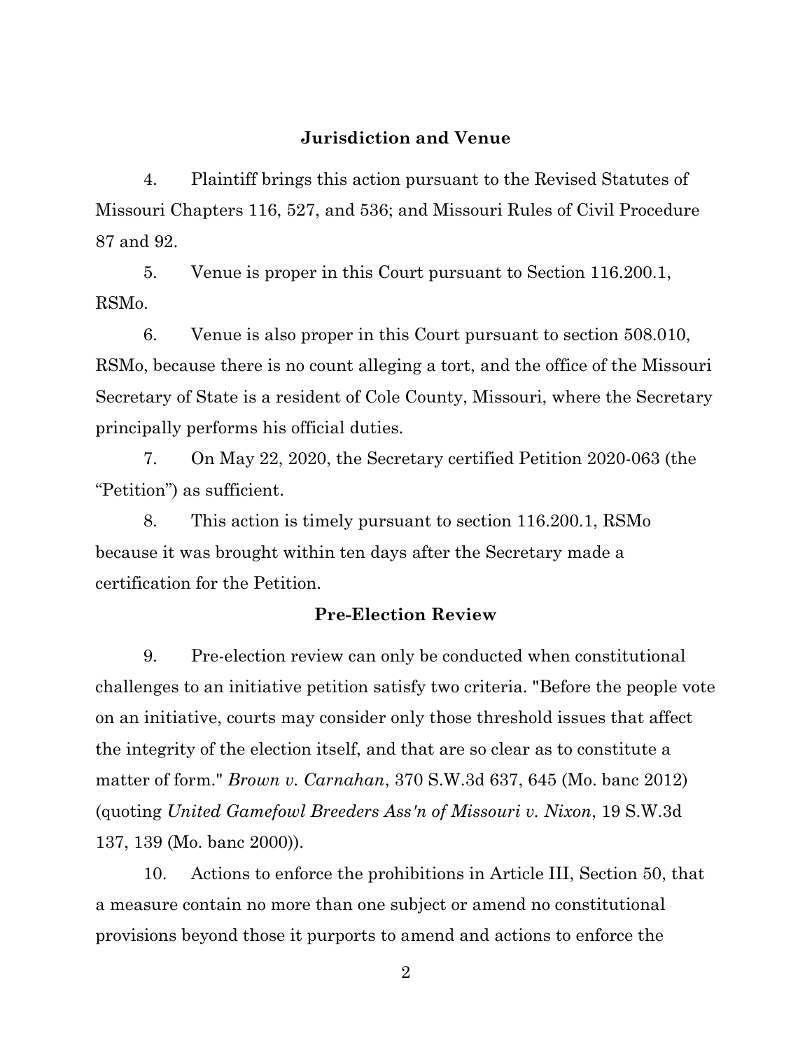## Jurisdiction and Venue

4. Plaintiff brings this action pursuant to the Revised Statutes of Missouri Chapters 116, 527, and 536; and Missouri Rules of Civil Procedure 87 and 92.

5. Venue is proper in this Court pursuant to Section 116.200.1, RSMo.

6. Venue is also proper in this Court pursuant to section 508.010, RSMo, because there is no count alleging a tort, and the office of the Missouri Secretary of State is a resident of Cole County, Missouri, where the Secretary principally performs his official duties.

7. On May 22, 2020, the Secretary certified Petition 2020-063 (the "Petition") as sufficient.

8. This action is timely pursuant to section 116.200.1, RSMo because it was brought within ten days after the Secretary made a certification for the Petition.

## Pre-Election Review

9. Pre-election review can only be conducted when constitutional challenges to an initiative petition satisfy two criteria. "Before the people vote on an initiative, courts may consider only those threshold issues that affect the integrity of the election itself, and that are so clear as to constitute a matter of form." *Brown v. Carnahan*, 370 S.W.3d 637, 645 (Mo. banc 2012) (quoting *United Gamefowl Breeders Ass'n of Missouri v. Nixon*, 19 S.W.3d 137, 139 (Mo. banc 2000)).

10. Actions to enforce the prohibitions in Article III, Section 50, that a measure contain no more than one subject or amend no constitutional provisions beyond those it purports to amend and actions to enforce the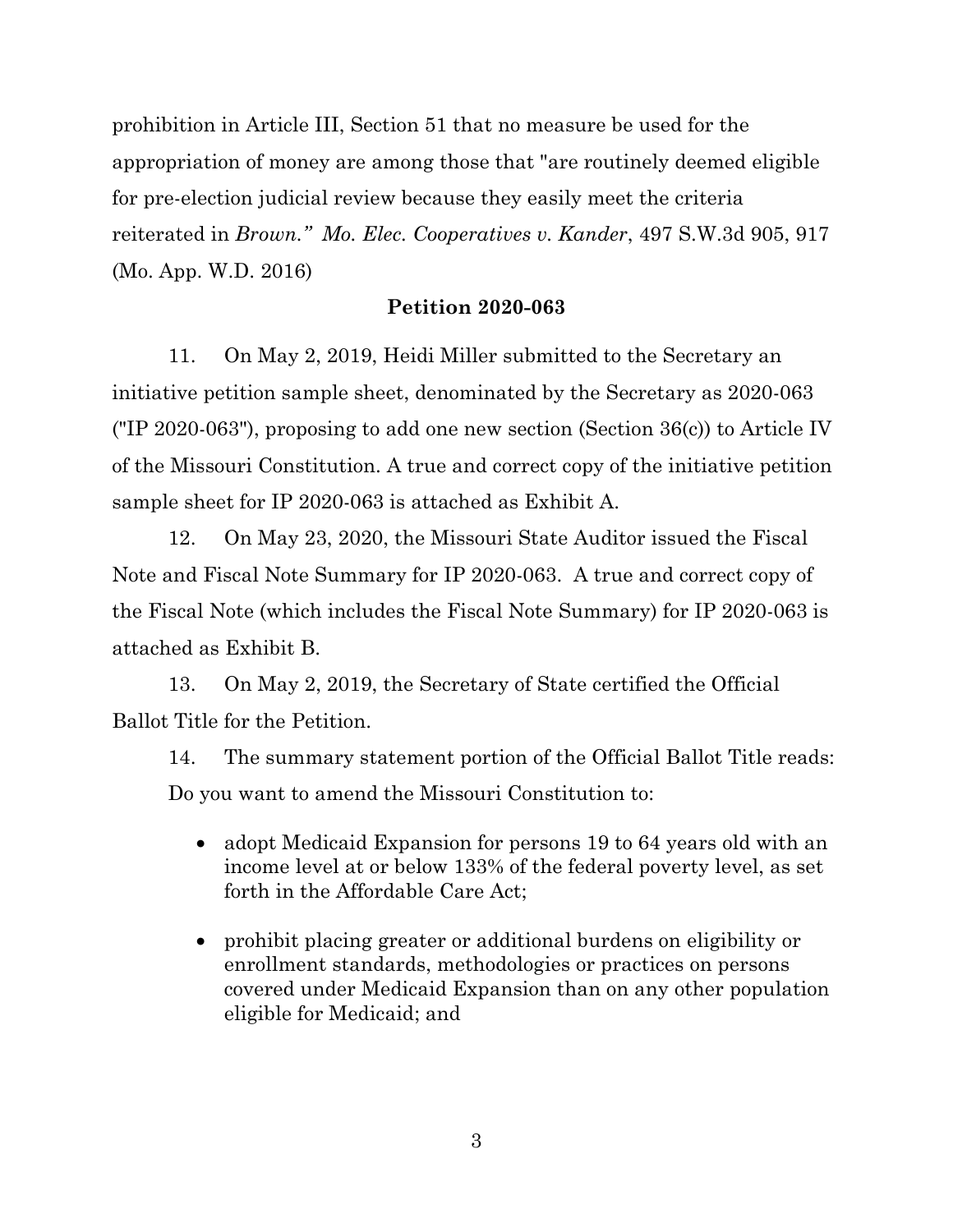prohibition in Article III, Section 51 that no measure be used for the appropriation of money are among those that "are routinely deemed eligible for pre-election judicial review because they easily meet the criteria reiterated in *Brown.*" *Mo. Elec. Cooperatives v. Kander*, 497 S.W.3d 905, 917 (Mo. App. W.D. 2016)

**Petition 2020-063**

11. On May 2, 2019, Heidi Miller submitted to the Secretary an initiative petition sample sheet, denominated by the Secretary as 2020-063 ("IP 2020-063"), proposing to add one new section (Section 36(c)) to Article IV of the Missouri Constitution. A true and correct copy of the initiative petition sample sheet for IP 2020-063 is attached as Exhibit A.

12. On May 23, 2020, the Missouri State Auditor issued the Fiscal Note and Fiscal Note Summary for IP 2020-063. A true and correct copy of the Fiscal Note (which includes the Fiscal Note Summary) for IP 2020-063 is attached as Exhibit B.

13. On May 2, 2019, the Secretary of State certified the Official Ballot Title for the Petition.

14. The summary statement portion of the Official Ballot Title reads: Do you want to amend the Missouri Constitution to:

- adopt Medicaid Expansion for persons 19 to 64 years old with an income level at or below 133% of the federal poverty level, as set forth in the Affordable Care Act;
- prohibit placing greater or additional burdens on eligibility or enrollment standards, methodologies or practices on persons covered under Medicaid Expansion than on any other population eligible for Medicaid; and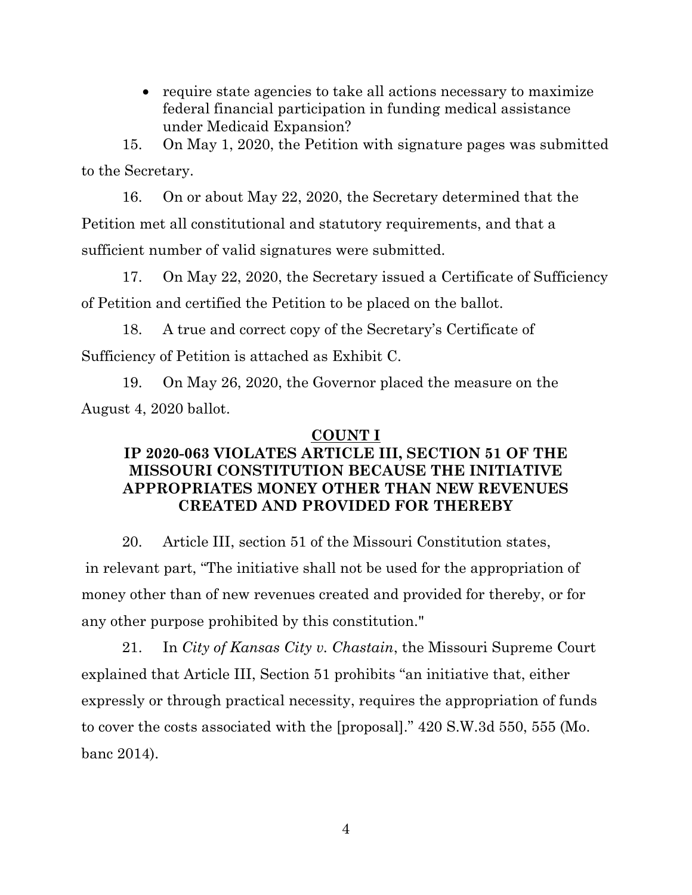- require state agencies to take all actions necessary to maximize federal financial participation in funding medical assistance under Medicaid Expansion?

15. On May 1, 2020, the Petition with signature pages was submitted to the Secretary.

16. On or about May 22, 2020, the Secretary determined that the Petition met all constitutional and statutory requirements, and that a sufficient number of valid signatures were submitted.

17. On May 22, 2020, the Secretary issued a Certificate of Sufficiency of Petition and certified the Petition to be placed on the ballot.

18. A true and correct copy of the Secretary's Certificate of Sufficiency of Petition is attached as Exhibit C.

19. On May 26, 2020, the Governor placed the measure on the August 4, 2020 ballot.

## COUNT I

## IP 2020-063 VIOLATES ARTICLE III, SECTION 51 OF THE MISSOURI CONSTITUTION BECAUSE THE INITIATIVE APPROPRIATES MONEY OTHER THAN NEW REVENUES CREATED AND PROVIDED FOR THEREBY

20. Article III, section 51 of the Missouri Constitution states, in relevant part, "The initiative shall not be used for the appropriation of money other than of new revenues created and provided for thereby, or for any other purpose prohibited by this constitution."

21. In *City of Kansas City v. Chastain*, the Missouri Supreme Court explained that Article III, Section 51 prohibits "an initiative that, either expressly or through practical necessity, requires the appropriation of funds to cover the costs associated with the [proposal]." 420 S.W.3d 550, 555 (Mo. banc 2014).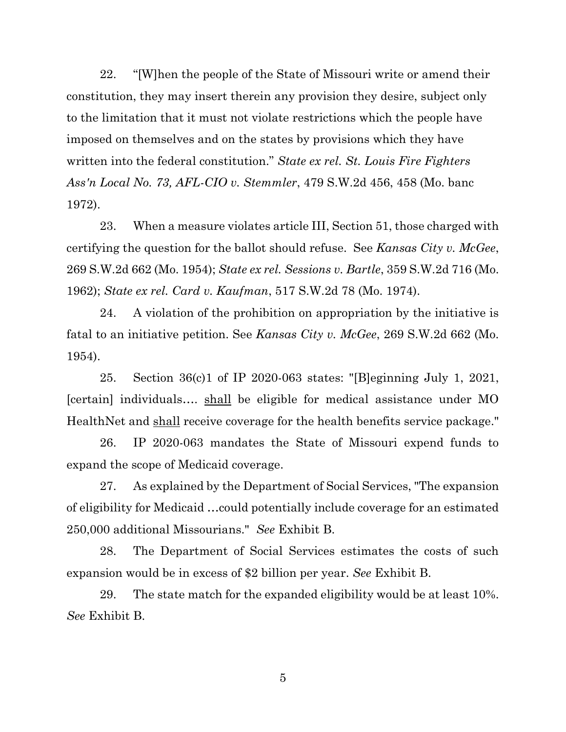22. "[W]hen the people of the State of Missouri write or amend their constitution, they may insert therein any provision they desire, subject only to the limitation that it must not violate restrictions which the people have imposed on themselves and on the states by provisions which they have written into the federal constitution." *State ex rel. St. Louis Fire Fighters Ass'n Local No. 73, AFL-CIO v. Stemmler*, 479 S.W.2d 456, 458 (Mo. banc 1972).

23. When a measure violates article III, Section 51, those charged with certifying the question for the ballot should refuse. See *Kansas City v. McGee*, 269 S.W.2d 662 (Mo. 1954); *State ex rel. Sessions v. Bartle*, 359 S.W.2d 716 (Mo. 1962); *State ex rel. Card v. Kaufman*, 517 S.W.2d 78 (Mo. 1974).

24. A violation of the prohibition on appropriation by the initiative is fatal to an initiative petition. See *Kansas City v. McGee*, 269 S.W.2d 662 (Mo. 1954).

25. Section 36(c)1 of IP 2020-063 states: "[B]eginning July 1, 2021, [certain] individuals…. <u>shall</u> be eligible for medical assistance under MO HealthNet and <u>shall</u> receive coverage for the health benefits service package."

26. IP 2020-063 mandates the State of Missouri expend funds to expand the scope of Medicaid coverage.

27. As explained by the Department of Social Services, "The expansion of eligibility for Medicaid …could potentially include coverage for an estimated 250,000 additional Missourians." *See* Exhibit B.

28. The Department of Social Services estimates the costs of such expansion would be in excess of $2 billion per year. *See* Exhibit B.

29. The state match for the expanded eligibility would be at least 10%. *See* Exhibit B.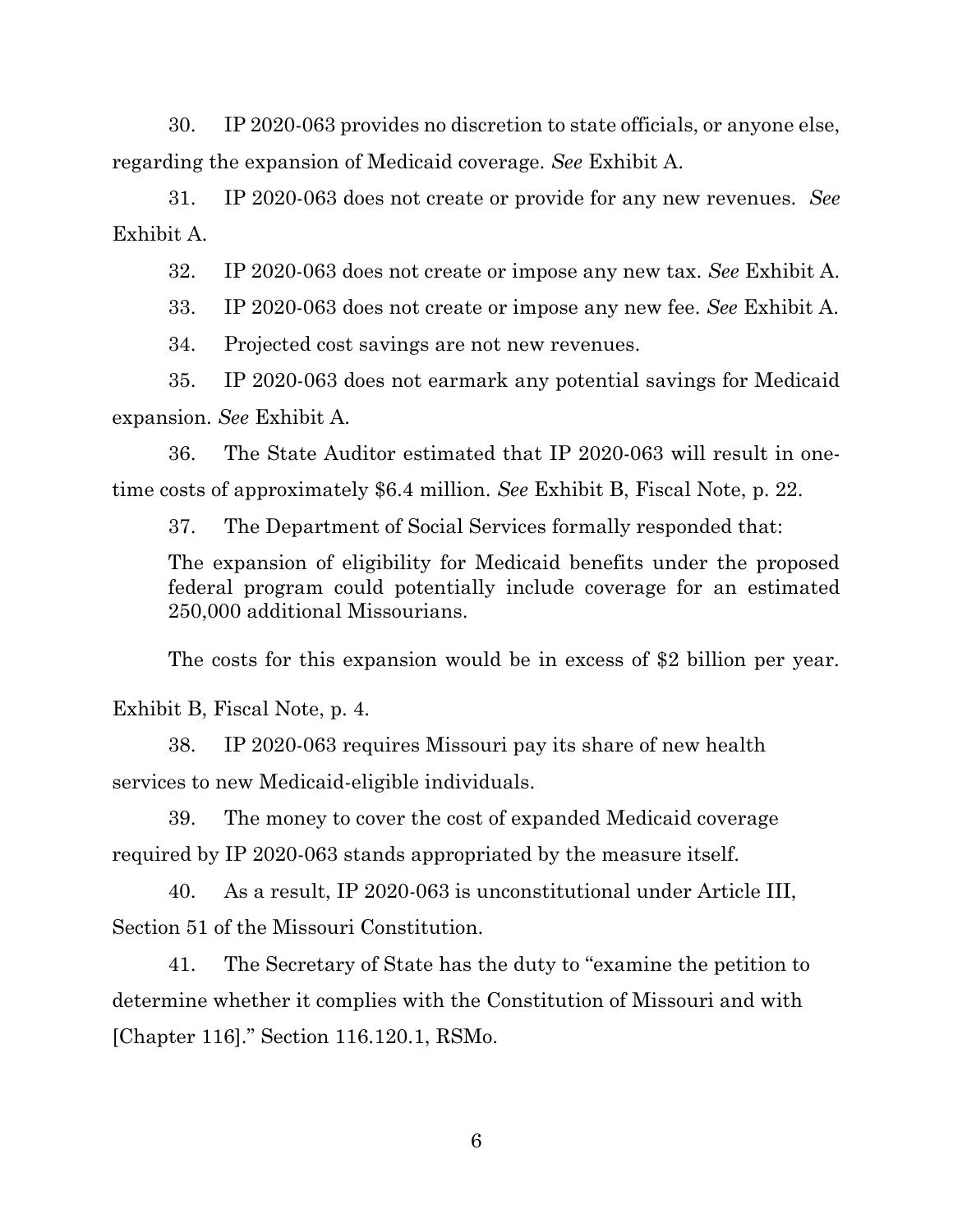30. IP 2020-063 provides no discretion to state officials, or anyone else, regarding the expansion of Medicaid coverage. *See* Exhibit A.

31. IP 2020-063 does not create or provide for any new revenues. *See* Exhibit A.

32. IP 2020-063 does not create or impose any new tax. *See* Exhibit A.

33. IP 2020-063 does not create or impose any new fee. *See* Exhibit A.

34. Projected cost savings are not new revenues.

35. IP 2020-063 does not earmark any potential savings for Medicaid expansion. *See* Exhibit A.

36. The State Auditor estimated that IP 2020-063 will result in one-time costs of approximately $6.4 million. *See* Exhibit B, Fiscal Note, p. 22.

37. The Department of Social Services formally responded that:

> The expansion of eligibility for Medicaid benefits under the proposed federal program could potentially include coverage for an estimated 250,000 additional Missourians.
>
> The costs for this expansion would be in excess of $2 billion per year.

Exhibit B, Fiscal Note, p. 4.

38. IP 2020-063 requires Missouri pay its share of new health services to new Medicaid-eligible individuals.

39. The money to cover the cost of expanded Medicaid coverage required by IP 2020-063 stands appropriated by the measure itself.

40. As a result, IP 2020-063 is unconstitutional under Article III, Section 51 of the Missouri Constitution.

41. The Secretary of State has the duty to "examine the petition to determine whether it complies with the Constitution of Missouri and with [Chapter 116]." Section 116.120.1, RSMo.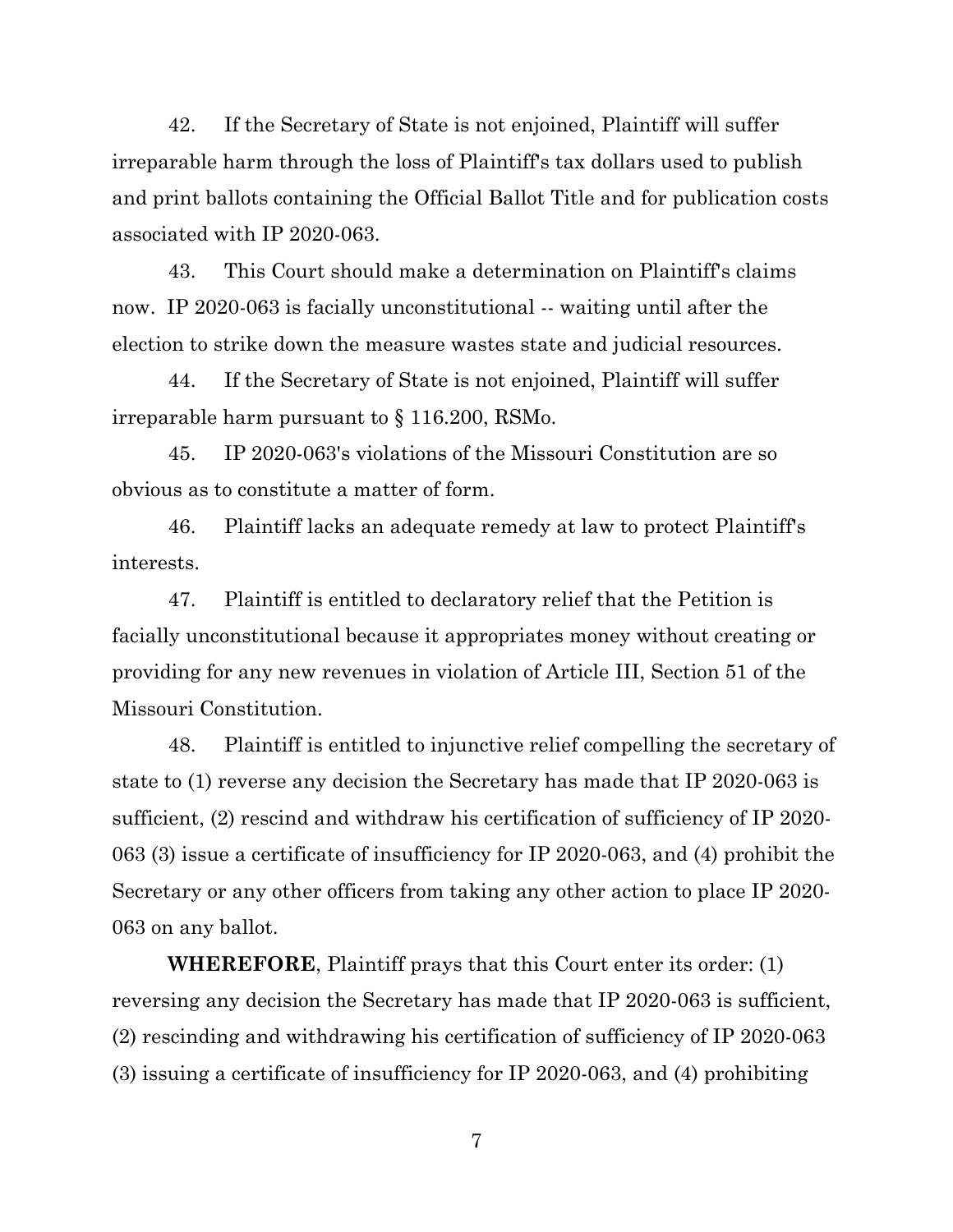42. If the Secretary of State is not enjoined, Plaintiff will suffer irreparable harm through the loss of Plaintiff's tax dollars used to publish and print ballots containing the Official Ballot Title and for publication costs associated with IP 2020-063.

43. This Court should make a determination on Plaintiff's claims now. IP 2020-063 is facially unconstitutional -- waiting until after the election to strike down the measure wastes state and judicial resources.

44. If the Secretary of State is not enjoined, Plaintiff will suffer irreparable harm pursuant to § 116.200, RSMo.

45. IP 2020-063's violations of the Missouri Constitution are so obvious as to constitute a matter of form.

46. Plaintiff lacks an adequate remedy at law to protect Plaintiff's interests.

47. Plaintiff is entitled to declaratory relief that the Petition is facially unconstitutional because it appropriates money without creating or providing for any new revenues in violation of Article III, Section 51 of the Missouri Constitution.

48. Plaintiff is entitled to injunctive relief compelling the secretary of state to (1) reverse any decision the Secretary has made that IP 2020-063 is sufficient, (2) rescind and withdraw his certification of sufficiency of IP 2020-063 (3) issue a certificate of insufficiency for IP 2020-063, and (4) prohibit the Secretary or any other officers from taking any other action to place IP 2020-063 on any ballot.

**WHEREFORE**, Plaintiff prays that this Court enter its order: (1) reversing any decision the Secretary has made that IP 2020-063 is sufficient, (2) rescinding and withdrawing his certification of sufficiency of IP 2020-063 (3) issuing a certificate of insufficiency for IP 2020-063, and (4) prohibiting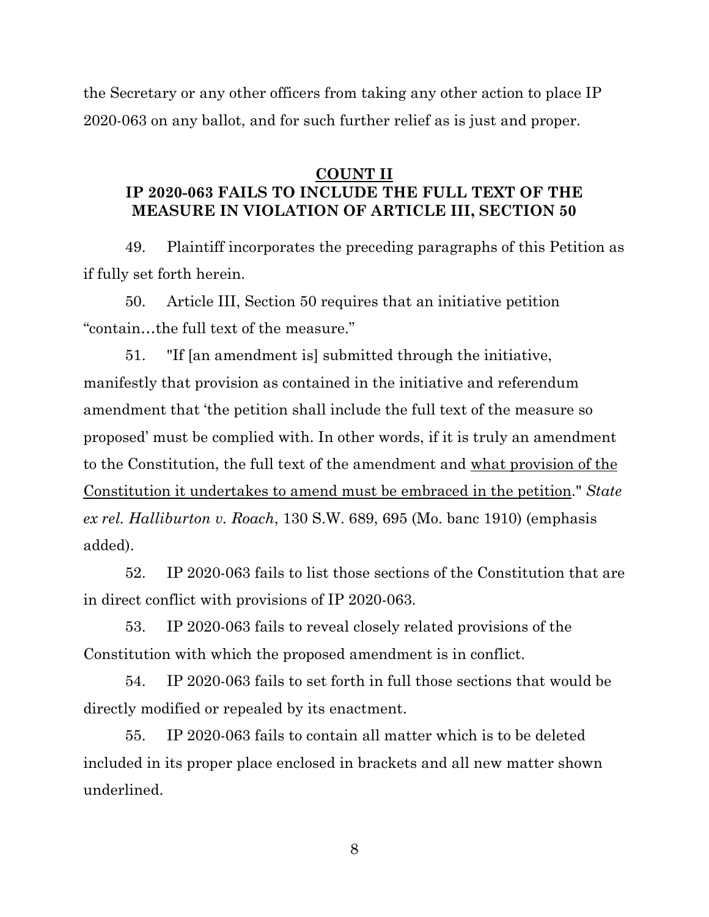the Secretary or any other officers from taking any other action to place IP 2020-063 on any ballot, and for such further relief as is just and proper.

## COUNT II
## IP 2020-063 FAILS TO INCLUDE THE FULL TEXT OF THE MEASURE IN VIOLATION OF ARTICLE III, SECTION 50

49. Plaintiff incorporates the preceding paragraphs of this Petition as if fully set forth herein.

50. Article III, Section 50 requires that an initiative petition "contain…the full text of the measure."

51. "If [an amendment is] submitted through the initiative, manifestly that provision as contained in the initiative and referendum amendment that 'the petition shall include the full text of the measure so proposed' must be complied with. In other words, if it is truly an amendment to the Constitution, the full text of the amendment and <u>what provision of the Constitution it undertakes to amend must be embraced in the petition</u>." *State ex rel. Halliburton v. Roach*, 130 S.W. 689, 695 (Mo. banc 1910) (emphasis added).

52. IP 2020-063 fails to list those sections of the Constitution that are in direct conflict with provisions of IP 2020-063.

53. IP 2020-063 fails to reveal closely related provisions of the Constitution with which the proposed amendment is in conflict.

54. IP 2020-063 fails to set forth in full those sections that would be directly modified or repealed by its enactment.

55. IP 2020-063 fails to contain all matter which is to be deleted included in its proper place enclosed in brackets and all new matter shown underlined.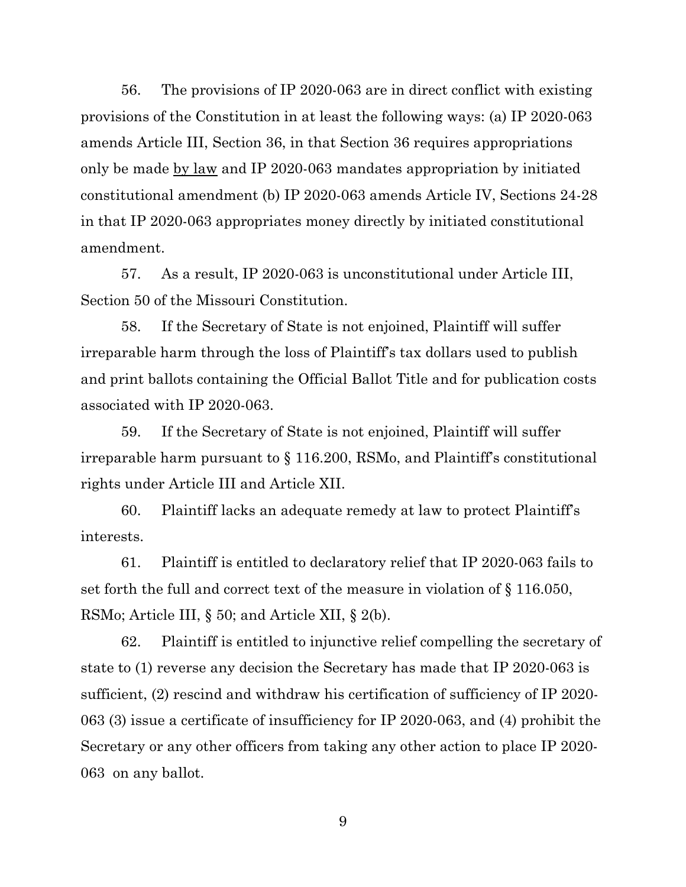56. The provisions of IP 2020-063 are in direct conflict with existing provisions of the Constitution in at least the following ways: (a) IP 2020-063 amends Article III, Section 36, in that Section 36 requires appropriations only be made <u>by law</u> and IP 2020-063 mandates appropriation by initiated constitutional amendment (b) IP 2020-063 amends Article IV, Sections 24-28 in that IP 2020-063 appropriates money directly by initiated constitutional amendment.

57. As a result, IP 2020-063 is unconstitutional under Article III, Section 50 of the Missouri Constitution.

58. If the Secretary of State is not enjoined, Plaintiff will suffer irreparable harm through the loss of Plaintiff's tax dollars used to publish and print ballots containing the Official Ballot Title and for publication costs associated with IP 2020-063.

59. If the Secretary of State is not enjoined, Plaintiff will suffer irreparable harm pursuant to § 116.200, RSMo, and Plaintiff's constitutional rights under Article III and Article XII.

60. Plaintiff lacks an adequate remedy at law to protect Plaintiff's interests.

61. Plaintiff is entitled to declaratory relief that IP 2020-063 fails to set forth the full and correct text of the measure in violation of § 116.050, RSMo; Article III, § 50; and Article XII, § 2(b).

62. Plaintiff is entitled to injunctive relief compelling the secretary of state to (1) reverse any decision the Secretary has made that IP 2020-063 is sufficient, (2) rescind and withdraw his certification of sufficiency of IP 2020-063 (3) issue a certificate of insufficiency for IP 2020-063, and (4) prohibit the Secretary or any other officers from taking any other action to place IP 2020-063 on any ballot.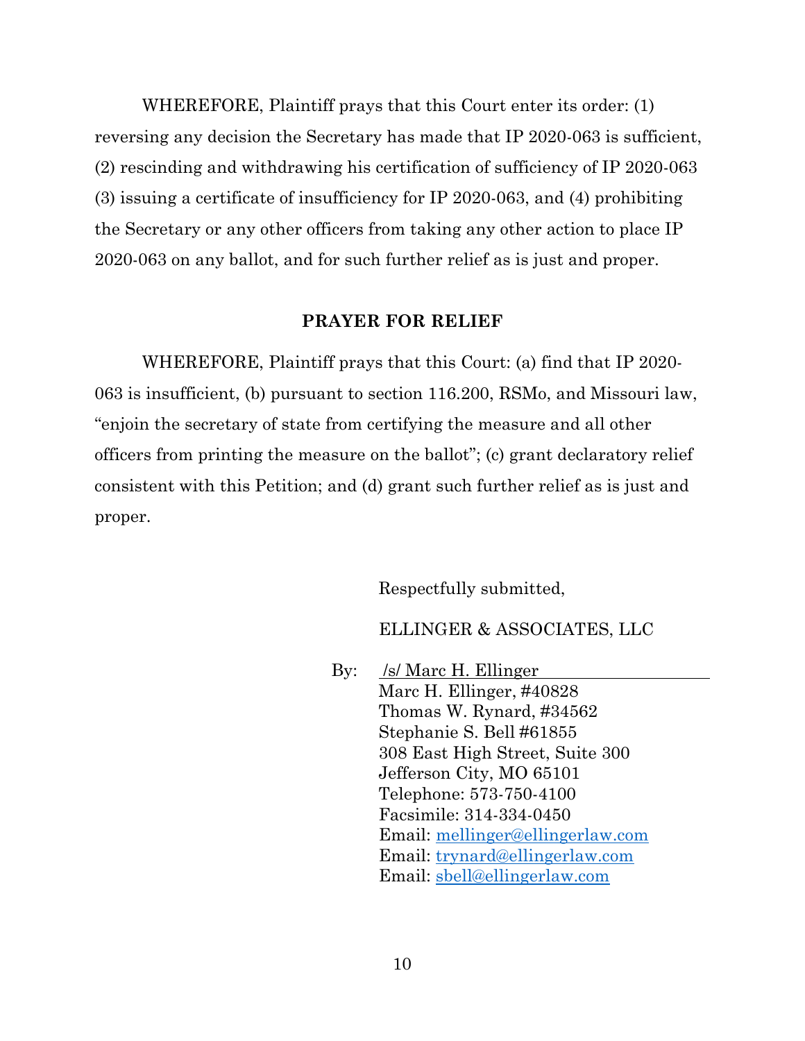WHEREFORE, Plaintiff prays that this Court enter its order: (1) reversing any decision the Secretary has made that IP 2020-063 is sufficient, (2) rescinding and withdrawing his certification of sufficiency of IP 2020-063 (3) issuing a certificate of insufficiency for IP 2020-063, and (4) prohibiting the Secretary or any other officers from taking any other action to place IP 2020-063 on any ballot, and for such further relief as is just and proper.

## PRAYER FOR RELIEF

WHEREFORE, Plaintiff prays that this Court: (a) find that IP 2020-063 is insufficient, (b) pursuant to section 116.200, RSMo, and Missouri law, "enjoin the secretary of state from certifying the measure and all other officers from printing the measure on the ballot"; (c) grant declaratory relief consistent with this Petition; and (d) grant such further relief as is just and proper.

Respectfully submitted,

ELLINGER & ASSOCIATES, LLC

By: /s/ Marc H. Ellinger
Marc H. Ellinger, #40828
Thomas W. Rynard, #34562
Stephanie S. Bell #61855
308 East High Street, Suite 300
Jefferson City, MO 65101
Telephone: 573-750-4100
Facsimile: 314-334-0450
Email: mellinger@ellingerlaw.com
Email: trynard@ellingerlaw.com
Email: sbell@ellingerlaw.com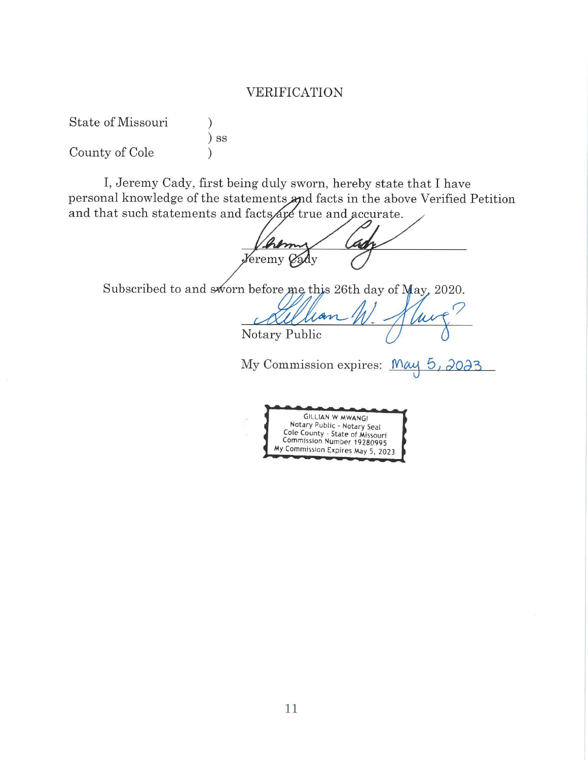# VERIFICATION

State of Missouri )
) ss
County of Cole )

I, Jeremy Cady, first being duly sworn, hereby state that I have personal knowledge of the statements and facts in the above Verified Petition and that such statements and facts are true and accurate.

Jeremy Cady

Subscribed to and sworn before me this 26th day of May, 2020.

Notary Public

My Commission expires: May 5, 2023

GILLIAN W MWANGI
Notary Public - Notary Seal
Cole County - State of Missouri
Commission Number 19280995
My Commission Expires May 5, 2023